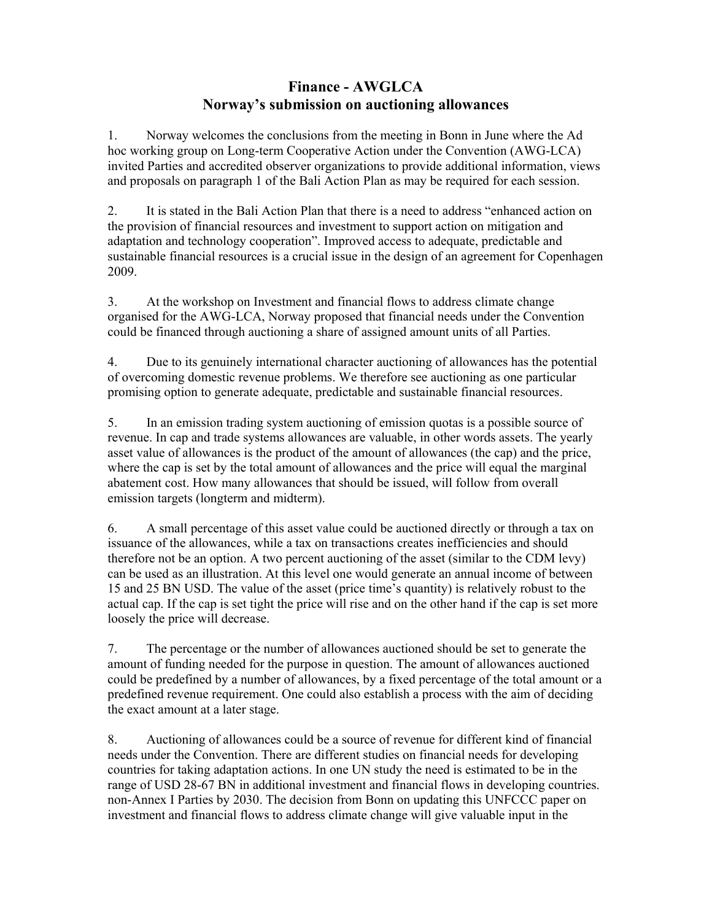# Finance - AWGLCA
## Norway's submission on auctioning allowances

1. Norway welcomes the conclusions from the meeting in Bonn in June where the Ad hoc working group on Long-term Cooperative Action under the Convention (AWG-LCA) invited Parties and accredited observer organizations to provide additional information, views and proposals on paragraph 1 of the Bali Action Plan as may be required for each session.

2. It is stated in the Bali Action Plan that there is a need to address "enhanced action on the provision of financial resources and investment to support action on mitigation and adaptation and technology cooperation". Improved access to adequate, predictable and sustainable financial resources is a crucial issue in the design of an agreement for Copenhagen 2009.

3. At the workshop on Investment and financial flows to address climate change organised for the AWG-LCA, Norway proposed that financial needs under the Convention could be financed through auctioning a share of assigned amount units of all Parties.

4. Due to its genuinely international character auctioning of allowances has the potential of overcoming domestic revenue problems. We therefore see auctioning as one particular promising option to generate adequate, predictable and sustainable financial resources.

5. In an emission trading system auctioning of emission quotas is a possible source of revenue. In cap and trade systems allowances are valuable, in other words assets. The yearly asset value of allowances is the product of the amount of allowances (the cap) and the price, where the cap is set by the total amount of allowances and the price will equal the marginal abatement cost. How many allowances that should be issued, will follow from overall emission targets (longterm and midterm).

6. A small percentage of this asset value could be auctioned directly or through a tax on issuance of the allowances, while a tax on transactions creates inefficiencies and should therefore not be an option. A two percent auctioning of the asset (similar to the CDM levy) can be used as an illustration. At this level one would generate an annual income of between 15 and 25 BN USD. The value of the asset (price time's quantity) is relatively robust to the actual cap. If the cap is set tight the price will rise and on the other hand if the cap is set more loosely the price will decrease.

7. The percentage or the number of allowances auctioned should be set to generate the amount of funding needed for the purpose in question. The amount of allowances auctioned could be predefined by a number of allowances, by a fixed percentage of the total amount or a predefined revenue requirement. One could also establish a process with the aim of deciding the exact amount at a later stage.

8. Auctioning of allowances could be a source of revenue for different kind of financial needs under the Convention. There are different studies on financial needs for developing countries for taking adaptation actions. In one UN study the need is estimated to be in the range of USD 28-67 BN in additional investment and financial flows in developing countries. non-Annex I Parties by 2030. The decision from Bonn on updating this UNFCCC paper on investment and financial flows to address climate change will give valuable input in the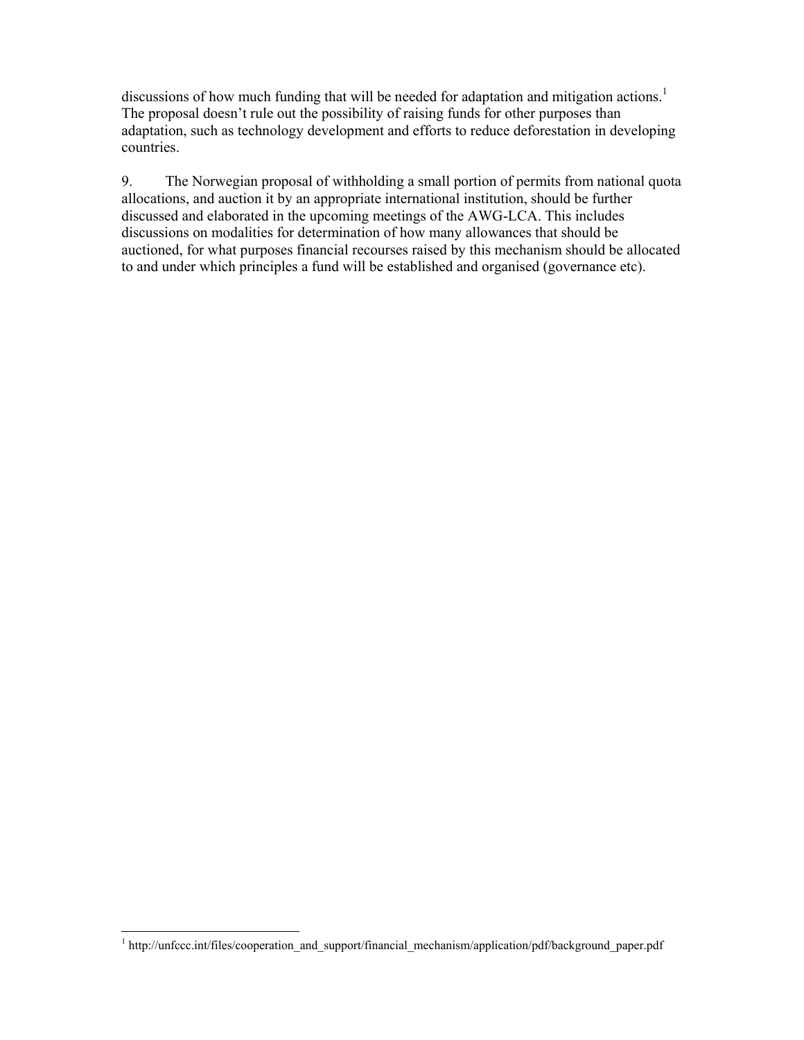discussions of how much funding that will be needed for adaptation and mitigation actions.[1] The proposal doesn't rule out the possibility of raising funds for other purposes than adaptation, such as technology development and efforts to reduce deforestation in developing countries.

9. The Norwegian proposal of withholding a small portion of permits from national quota allocations, and auction it by an appropriate international institution, should be further discussed and elaborated in the upcoming meetings of the AWG-LCA. This includes discussions on modalities for determination of how many allowances that should be auctioned, for what purposes financial recourses raised by this mechanism should be allocated to and under which principles a fund will be established and organised (governance etc).

[1] http://unfccc.int/files/cooperation_and_support/financial_mechanism/application/pdf/background_paper.pdf